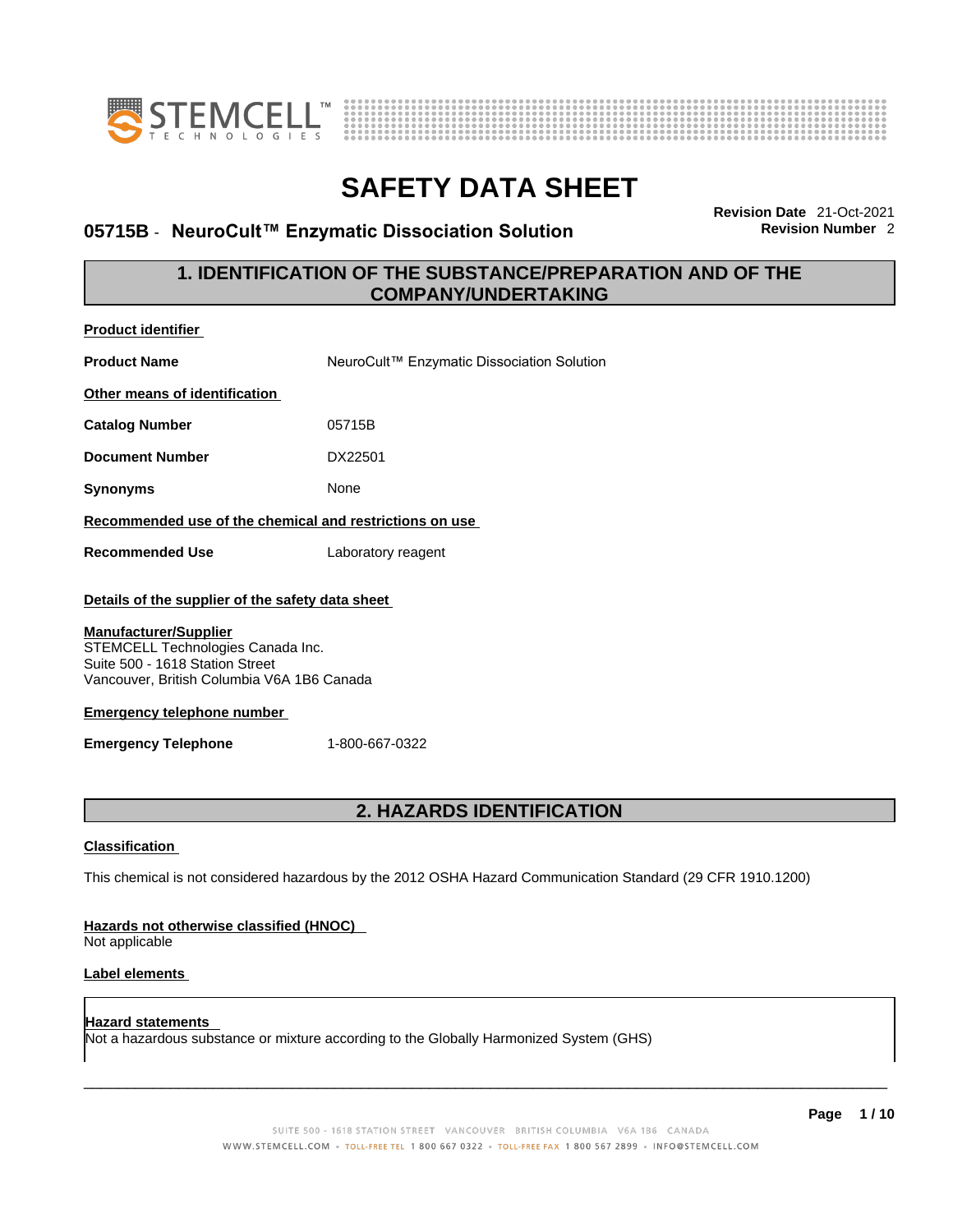# SAFETY DATA SHEET

**05715B - NeuroCult™ Enzymatic Dissociation Solution**

**Revision Date** 21-Oct-2021
**Revision Number** 2

## 1. IDENTIFICATION OF THE SUBSTANCE/PREPARATION AND OF THE COMPANY/UNDERTAKING

**Product identifier**

**Product Name** NeuroCult™ Enzymatic Dissociation Solution

**Other means of identification**

**Catalog Number** 05715B

**Document Number** DX22501

**Synonyms** None

**Recommended use of the chemical and restrictions on use**

**Recommended Use** Laboratory reagent

**Details of the supplier of the safety data sheet**

**Manufacturer/Supplier**
STEMCELL Technologies Canada Inc.
Suite 500 - 1618 Station Street
Vancouver, British Columbia V6A 1B6 Canada

**Emergency telephone number**

**Emergency Telephone** 1-800-667-0322

## 2. HAZARDS IDENTIFICATION

**Classification**

This chemical is not considered hazardous by the 2012 OSHA Hazard Communication Standard (29 CFR 1910.1200)

**Hazards not otherwise classified (HNOC)**
Not applicable

**Label elements**

**Hazard statements**
Not a hazardous substance or mixture according to the Globally Harmonized System (GHS)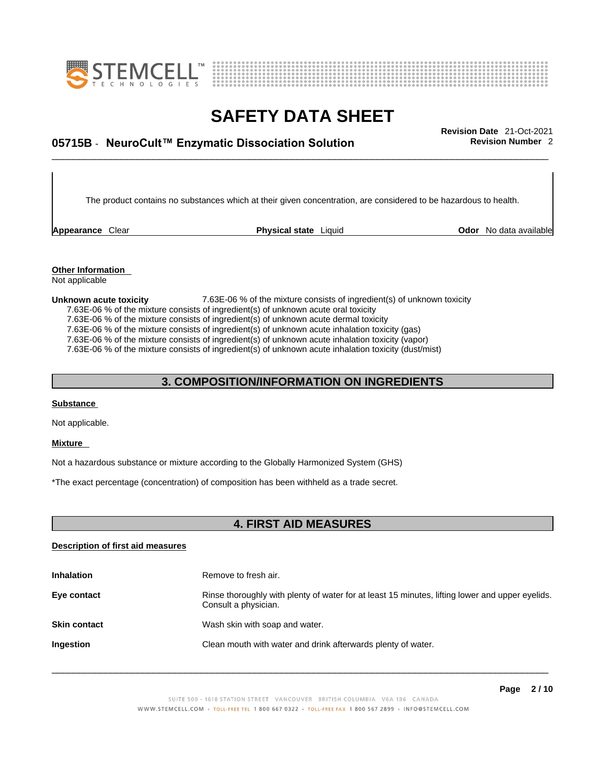The product contains no substances which at their given concentration, are considered to be hazardous to health.

| **Appearance** Clear | **Physical state** Liquid | **Odor** No data available |
|---|---|---|

**Other Information**
Not applicable

**Unknown acute toxicity** 7.63E-06 % of the mixture consists of ingredient(s) of unknown toxicity
7.63E-06 % of the mixture consists of ingredient(s) of unknown acute oral toxicity
7.63E-06 % of the mixture consists of ingredient(s) of unknown acute dermal toxicity
7.63E-06 % of the mixture consists of ingredient(s) of unknown acute inhalation toxicity (gas)
7.63E-06 % of the mixture consists of ingredient(s) of unknown acute inhalation toxicity (vapor)
7.63E-06 % of the mixture consists of ingredient(s) of unknown acute inhalation toxicity (dust/mist)

## 3. COMPOSITION/INFORMATION ON INGREDIENTS

**Substance**

Not applicable.

**Mixture**

Not a hazardous substance or mixture according to the Globally Harmonized System (GHS)

*The exact percentage (concentration) of composition has been withheld as a trade secret.

## 4. FIRST AID MEASURES

**Description of first aid measures**

**Inhalation** Remove to fresh air.

**Eye contact** Rinse thoroughly with plenty of water for at least 15 minutes, lifting lower and upper eyelids. Consult a physician.

**Skin contact** Wash skin with soap and water.

**Ingestion** Clean mouth with water and drink afterwards plenty of water.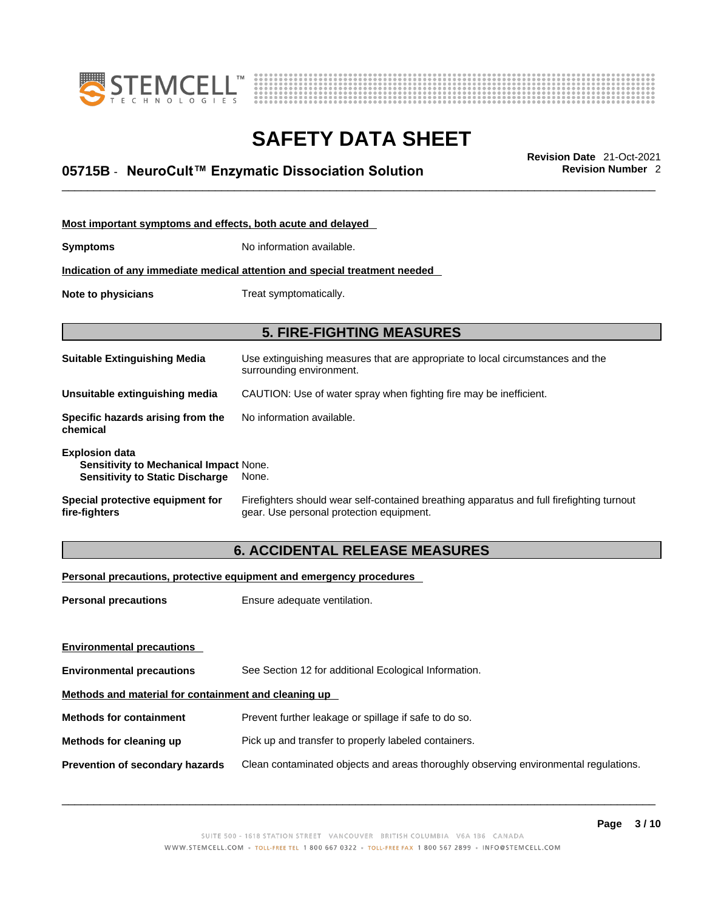**Most important symptoms and effects, both acute and delayed**

**Symptoms** No information available.

**Indication of any immediate medical attention and special treatment needed**

**Note to physicians** Treat symptomatically.

## 5. FIRE-FIGHTING MEASURES

**Suitable Extinguishing Media** Use extinguishing measures that are appropriate to local circumstances and the surrounding environment.

**Unsuitable extinguishing media** CAUTION: Use of water spray when fighting fire may be inefficient.

**Specific hazards arising from the chemical** No information available.

**Explosion data**
**Sensitivity to Mechanical Impact** None.
**Sensitivity to Static Discharge** None.

**Special protective equipment for fire-fighters** Firefighters should wear self-contained breathing apparatus and full firefighting turnout gear. Use personal protection equipment.

## 6. ACCIDENTAL RELEASE MEASURES

**Personal precautions, protective equipment and emergency procedures**

**Personal precautions** Ensure adequate ventilation.

**Environmental precautions**

**Environmental precautions** See Section 12 for additional Ecological Information.

**Methods and material for containment and cleaning up**

**Methods for containment** Prevent further leakage or spillage if safe to do so.

**Methods for cleaning up** Pick up and transfer to properly labeled containers.

**Prevention of secondary hazards** Clean contaminated objects and areas thoroughly observing environmental regulations.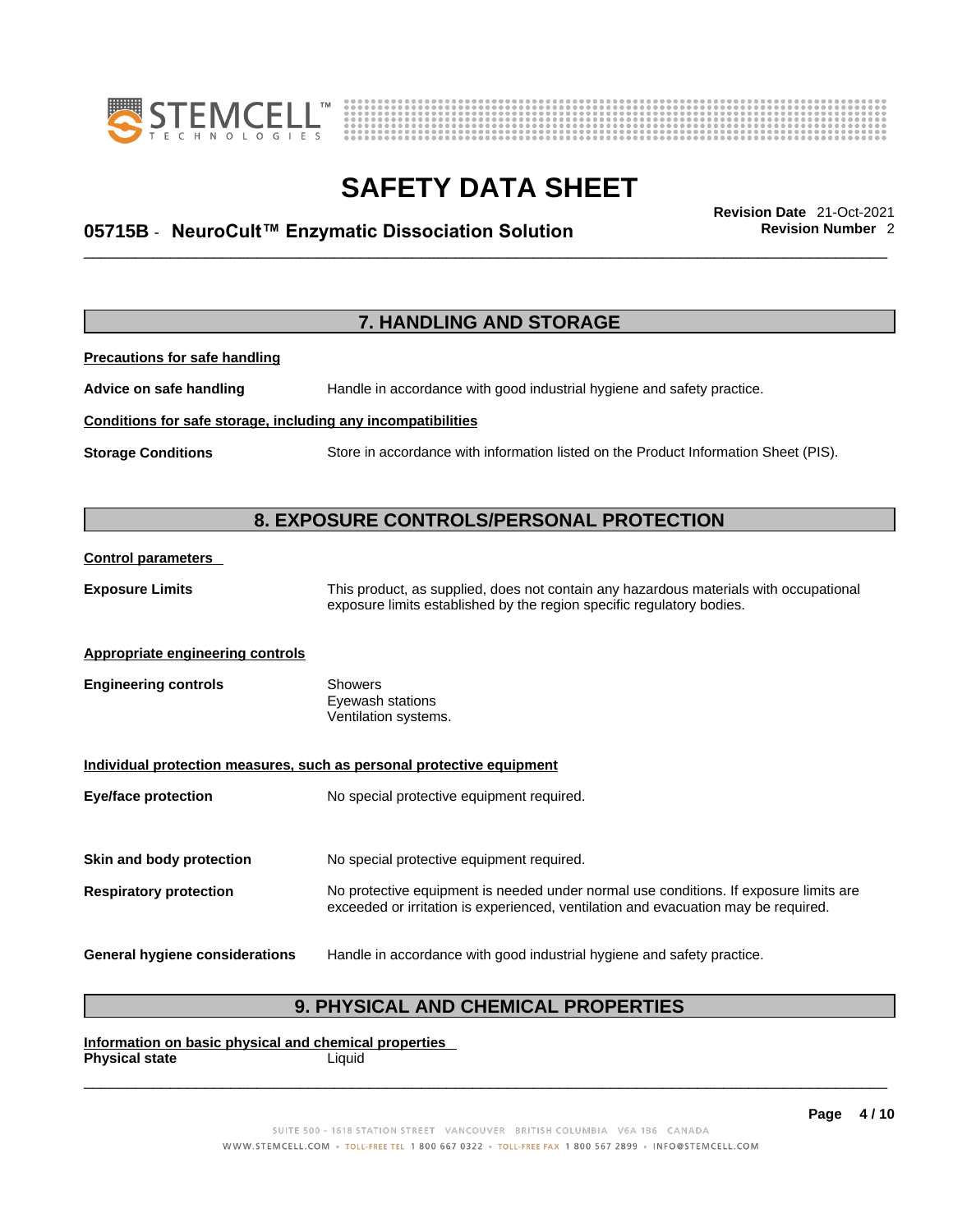## 7. HANDLING AND STORAGE

**Precautions for safe handling**

**Advice on safe handling** Handle in accordance with good industrial hygiene and safety practice.

**Conditions for safe storage, including any incompatibilities**

**Storage Conditions** Store in accordance with information listed on the Product Information Sheet (PIS).

## 8. EXPOSURE CONTROLS/PERSONAL PROTECTION

**Control parameters**

**Exposure Limits** This product, as supplied, does not contain any hazardous materials with occupational exposure limits established by the region specific regulatory bodies.

**Appropriate engineering controls**

**Engineering controls** Showers
Eyewash stations
Ventilation systems.

**Individual protection measures, such as personal protective equipment**

**Eye/face protection** No special protective equipment required.

**Skin and body protection** No special protective equipment required.

**Respiratory protection** No protective equipment is needed under normal use conditions. If exposure limits are exceeded or irritation is experienced, ventilation and evacuation may be required.

**General hygiene considerations** Handle in accordance with good industrial hygiene and safety practice.

## 9. PHYSICAL AND CHEMICAL PROPERTIES

**Information on basic physical and chemical properties**

**Physical state** Liquid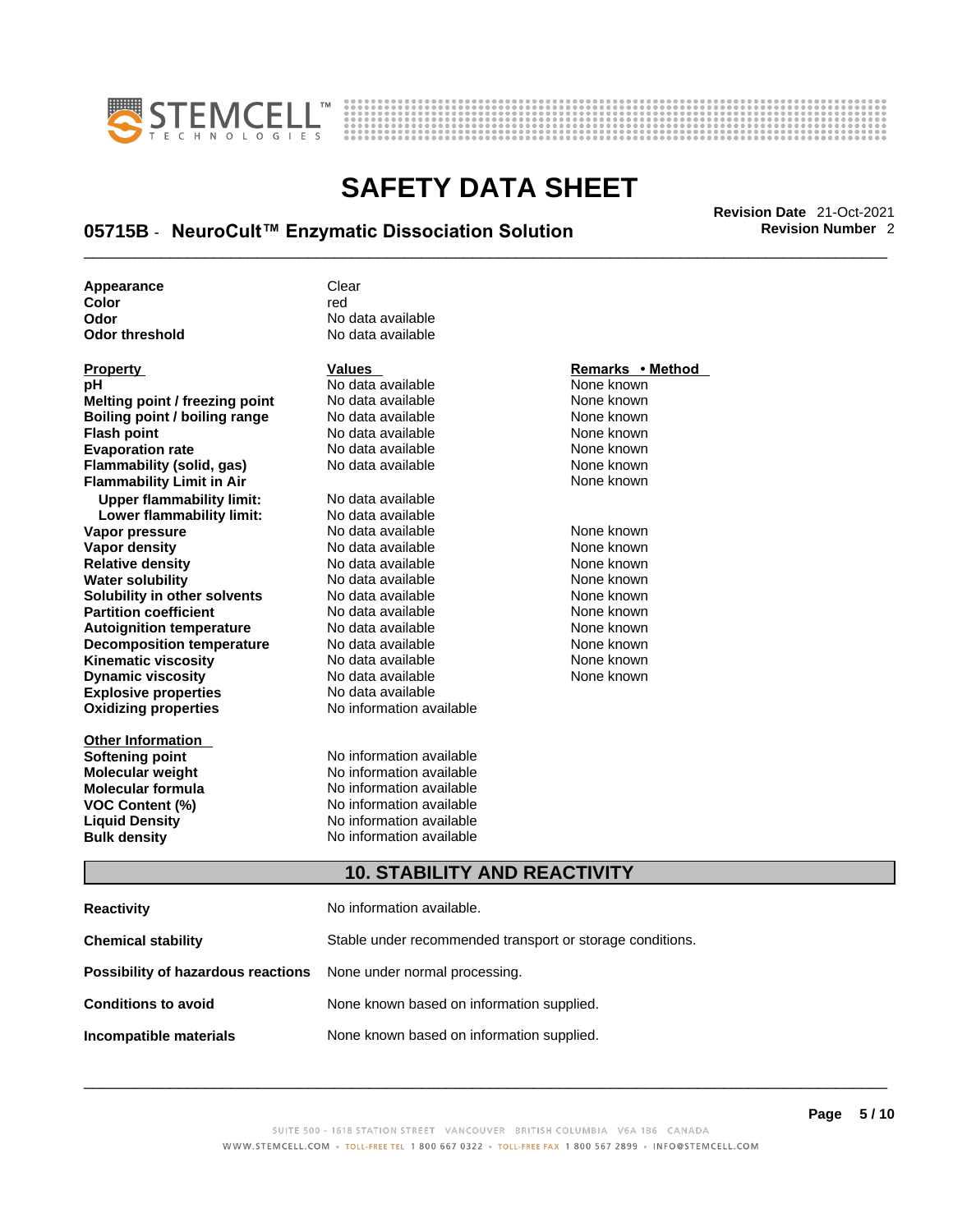| | |
|---|---|
| **Appearance** | Clear |
| **Color** | red |
| **Odor** | No data available |
| **Odor threshold** | No data available |

| **Property** | **Values** | **Remarks • Method** |
|---|---|---|
| **pH** | No data available | None known |
| **Melting point / freezing point** | No data available | None known |
| **Boiling point / boiling range** | No data available | None known |
| **Flash point** | No data available | None known |
| **Evaporation rate** | No data available | None known |
| **Flammability (solid, gas)** | No data available | None known |
| **Flammability Limit in Air** | | None known |
| **Upper flammability limit:** | No data available | |
| **Lower flammability limit:** | No data available | |
| **Vapor pressure** | No data available | None known |
| **Vapor density** | No data available | None known |
| **Relative density** | No data available | None known |
| **Water solubility** | No data available | None known |
| **Solubility in other solvents** | No data available | None known |
| **Partition coefficient** | No data available | None known |
| **Autoignition temperature** | No data available | None known |
| **Decomposition temperature** | No data available | None known |
| **Kinematic viscosity** | No data available | None known |
| **Dynamic viscosity** | No data available | None known |
| **Explosive properties** | No data available | |
| **Oxidizing properties** | No information available | |

**Other Information**

| | |
|---|---|
| **Softening point** | No information available |
| **Molecular weight** | No information available |
| **Molecular formula** | No information available |
| **VOC Content (%)** | No information available |
| **Liquid Density** | No information available |
| **Bulk density** | No information available |

## 10. STABILITY AND REACTIVITY

| | |
|---|---|
| **Reactivity** | No information available. |
| **Chemical stability** | Stable under recommended transport or storage conditions. |
| **Possibility of hazardous reactions** | None under normal processing. |
| **Conditions to avoid** | None known based on information supplied. |
| **Incompatible materials** | None known based on information supplied. |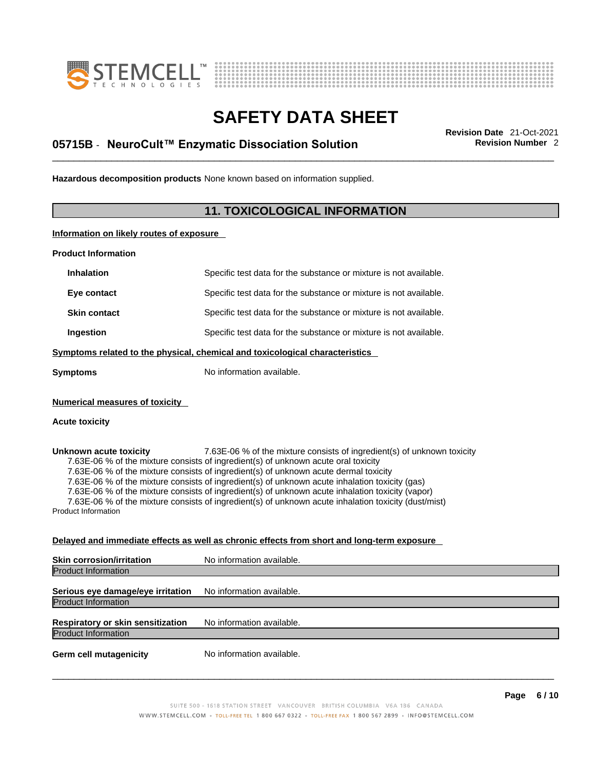**Hazardous decomposition products** None known based on information supplied.

## 11. TOXICOLOGICAL INFORMATION

**Information on likely routes of exposure**

**Product Information**

| | |
|---|---|
| **Inhalation** | Specific test data for the substance or mixture is not available. |
| **Eye contact** | Specific test data for the substance or mixture is not available. |
| **Skin contact** | Specific test data for the substance or mixture is not available. |
| **Ingestion** | Specific test data for the substance or mixture is not available. |

**Symptoms related to the physical, chemical and toxicological characteristics**

**Symptoms** No information available.

**Numerical measures of toxicity**

**Acute toxicity**

**Unknown acute toxicity** 7.63E-06 % of the mixture consists of ingredient(s) of unknown toxicity

7.63E-06 % of the mixture consists of ingredient(s) of unknown acute oral toxicity
7.63E-06 % of the mixture consists of ingredient(s) of unknown acute dermal toxicity
7.63E-06 % of the mixture consists of ingredient(s) of unknown acute inhalation toxicity (gas)
7.63E-06 % of the mixture consists of ingredient(s) of unknown acute inhalation toxicity (vapor)
7.63E-06 % of the mixture consists of ingredient(s) of unknown acute inhalation toxicity (dust/mist)

Product Information

**Delayed and immediate effects as well as chronic effects from short and long-term exposure**

**Skin corrosion/irritation** No information available.

Product Information

**Serious eye damage/eye irritation** No information available.

Product Information

**Respiratory or skin sensitization** No information available.

Product Information

**Germ cell mutagenicity** No information available.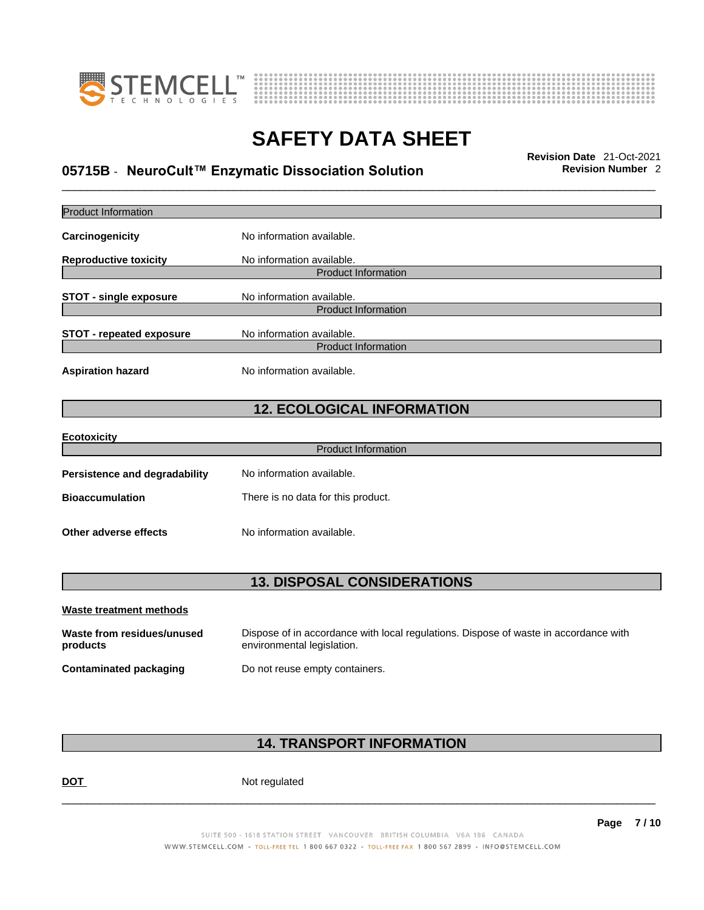Product Information

**Carcinogenicity** No information available.

**Reproductive toxicity** No information available.

Product Information

**STOT - single exposure** No information available.

Product Information

**STOT - repeated exposure** No information available.

Product Information

**Aspiration hazard** No information available.

## 12. ECOLOGICAL INFORMATION

**Ecotoxicity**

Product Information

**Persistence and degradability** No information available.

**Bioaccumulation** There is no data for this product.

**Other adverse effects** No information available.

## 13. DISPOSAL CONSIDERATIONS

**Waste treatment methods**

**Waste from residues/unused products** Dispose of in accordance with local regulations. Dispose of waste in accordance with environmental legislation.

**Contaminated packaging** Do not reuse empty containers.

## 14. TRANSPORT INFORMATION

**DOT** Not regulated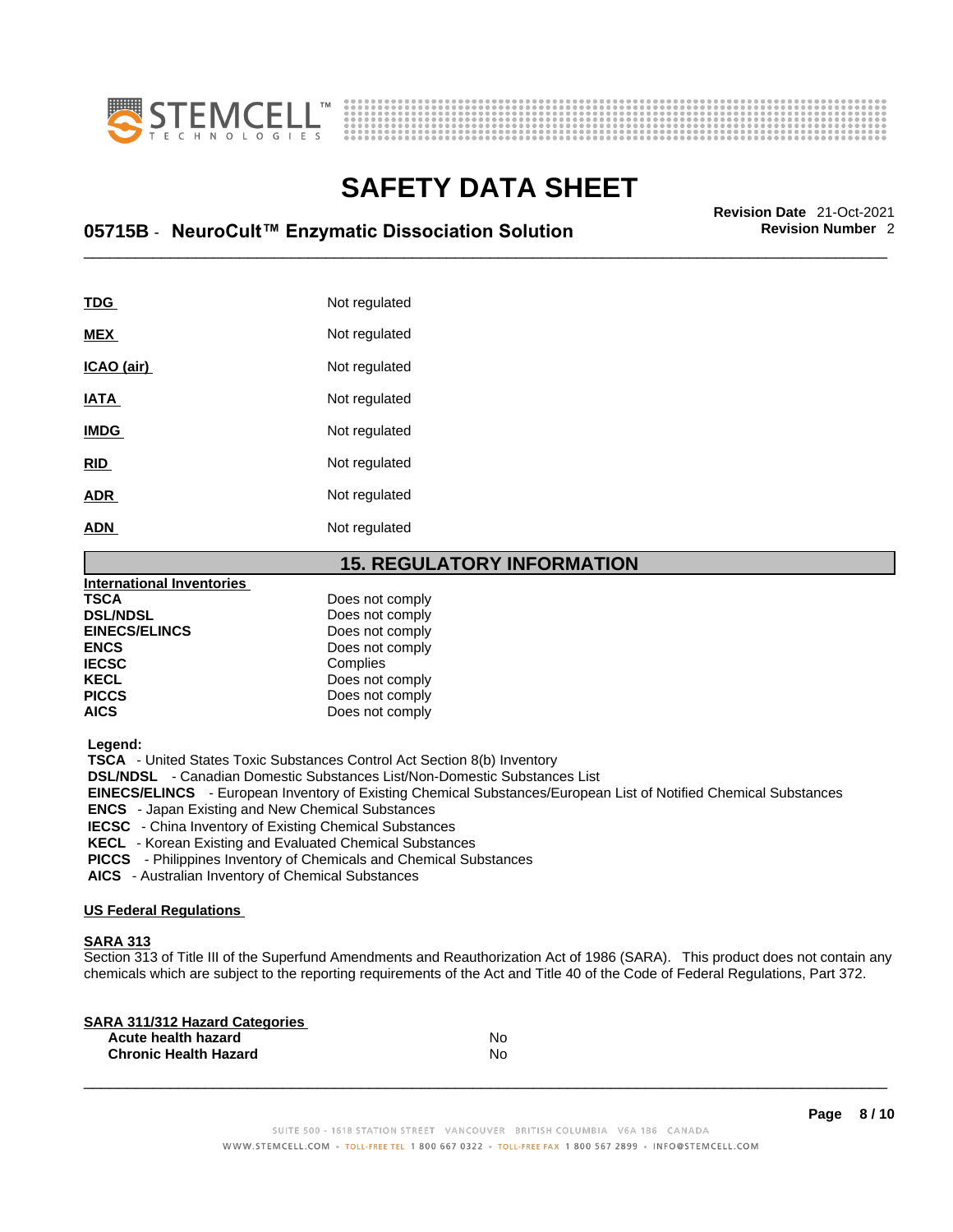| | |
|---|---|
| **TDG** | Not regulated |
| **MEX** | Not regulated |
| **ICAO (air)** | Not regulated |
| **IATA** | Not regulated |
| **IMDG** | Not regulated |
| **RID** | Not regulated |
| **ADR** | Not regulated |
| **ADN** | Not regulated |

## 15. REGULATORY INFORMATION

**International Inventories**

| | |
|---|---|
| **TSCA** | Does not comply |
| **DSL/NDSL** | Does not comply |
| **EINECS/ELINCS** | Does not comply |
| **ENCS** | Does not comply |
| **IECSC** | Complies |
| **KECL** | Does not comply |
| **PICCS** | Does not comply |
| **AICS** | Does not comply |

**Legend:**

**TSCA** - United States Toxic Substances Control Act Section 8(b) Inventory
**DSL/NDSL** - Canadian Domestic Substances List/Non-Domestic Substances List
**EINECS/ELINCS** - European Inventory of Existing Chemical Substances/European List of Notified Chemical Substances
**ENCS** - Japan Existing and New Chemical Substances
**IECSC** - China Inventory of Existing Chemical Substances
**KECL** - Korean Existing and Evaluated Chemical Substances
**PICCS** - Philippines Inventory of Chemicals and Chemical Substances
**AICS** - Australian Inventory of Chemical Substances

**US Federal Regulations**

**SARA 313**
Section 313 of Title III of the Superfund Amendments and Reauthorization Act of 1986 (SARA). This product does not contain any chemicals which are subject to the reporting requirements of the Act and Title 40 of the Code of Federal Regulations, Part 372.

**SARA 311/312 Hazard Categories**

| | |
|---|---|
| **Acute health hazard** | No |
| **Chronic Health Hazard** | No |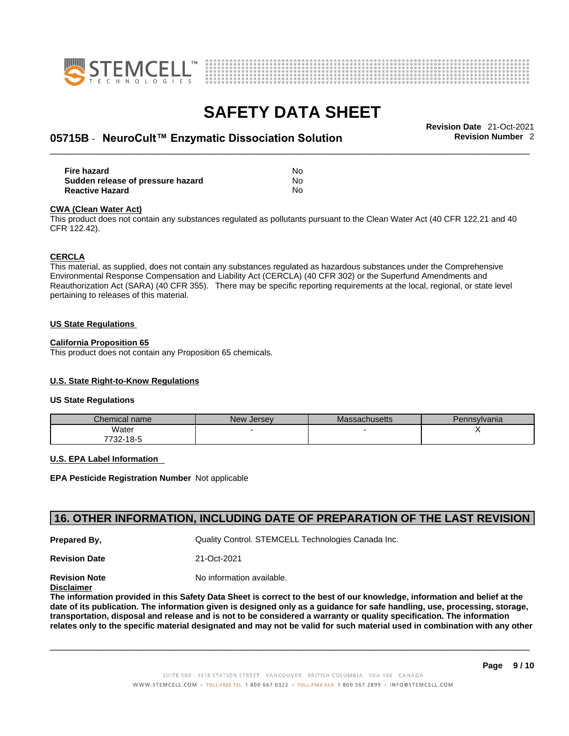| | |
|---|---|
| **Fire hazard** | No |
| **Sudden release of pressure hazard** | No |
| **Reactive Hazard** | No |

**CWA (Clean Water Act)**

This product does not contain any substances regulated as pollutants pursuant to the Clean Water Act (40 CFR 122.21 and 40 CFR 122.42).

**CERCLA**

This material, as supplied, does not contain any substances regulated as hazardous substances under the Comprehensive Environmental Response Compensation and Liability Act (CERCLA) (40 CFR 302) or the Superfund Amendments and Reauthorization Act (SARA) (40 CFR 355). There may be specific reporting requirements at the local, regional, or state level pertaining to releases of this material.

**US State Regulations**

**California Proposition 65**

This product does not contain any Proposition 65 chemicals.

**U.S. State Right-to-Know Regulations**

**US State Regulations**

| Chemical name | New Jersey | Massachusetts | Pennsylvania |
|---|---|---|---|
| Water 7732-18-5 | - | - | X |

**U.S. EPA Label Information**

**EPA Pesticide Registration Number** Not applicable

## 16. OTHER INFORMATION, INCLUDING DATE OF PREPARATION OF THE LAST REVISION

**Prepared By,** Quality Control. STEMCELL Technologies Canada Inc.

**Revision Date** 21-Oct-2021

**Revision Note** No information available.

**Disclaimer**

**The information provided in this Safety Data Sheet is correct to the best of our knowledge, information and belief at the date of its publication. The information given is designed only as a guidance for safe handling, use, processing, storage, transportation, disposal and release and is not to be considered a warranty or quality specification. The information relates only to the specific material designated and may not be valid for such material used in combination with any other**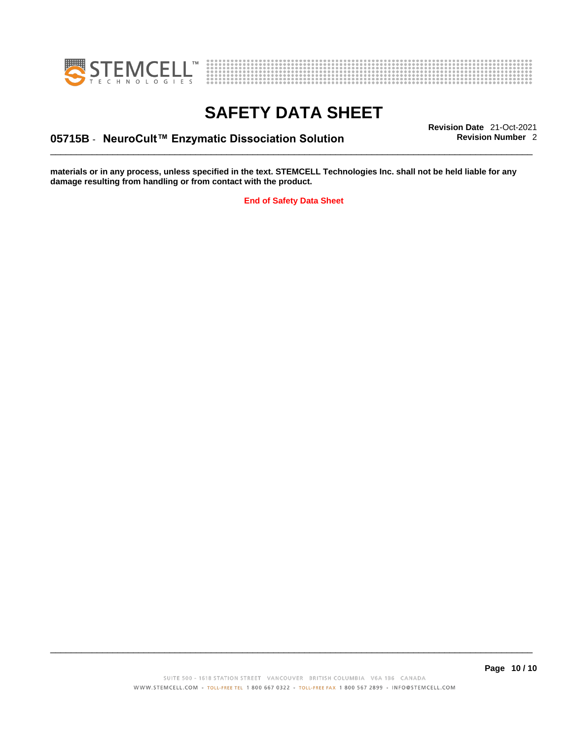**materials or in any process, unless specified in the text. STEMCELL Technologies Inc. shall not be held liable for any damage resulting from handling or from contact with the product.**

**End of Safety Data Sheet**